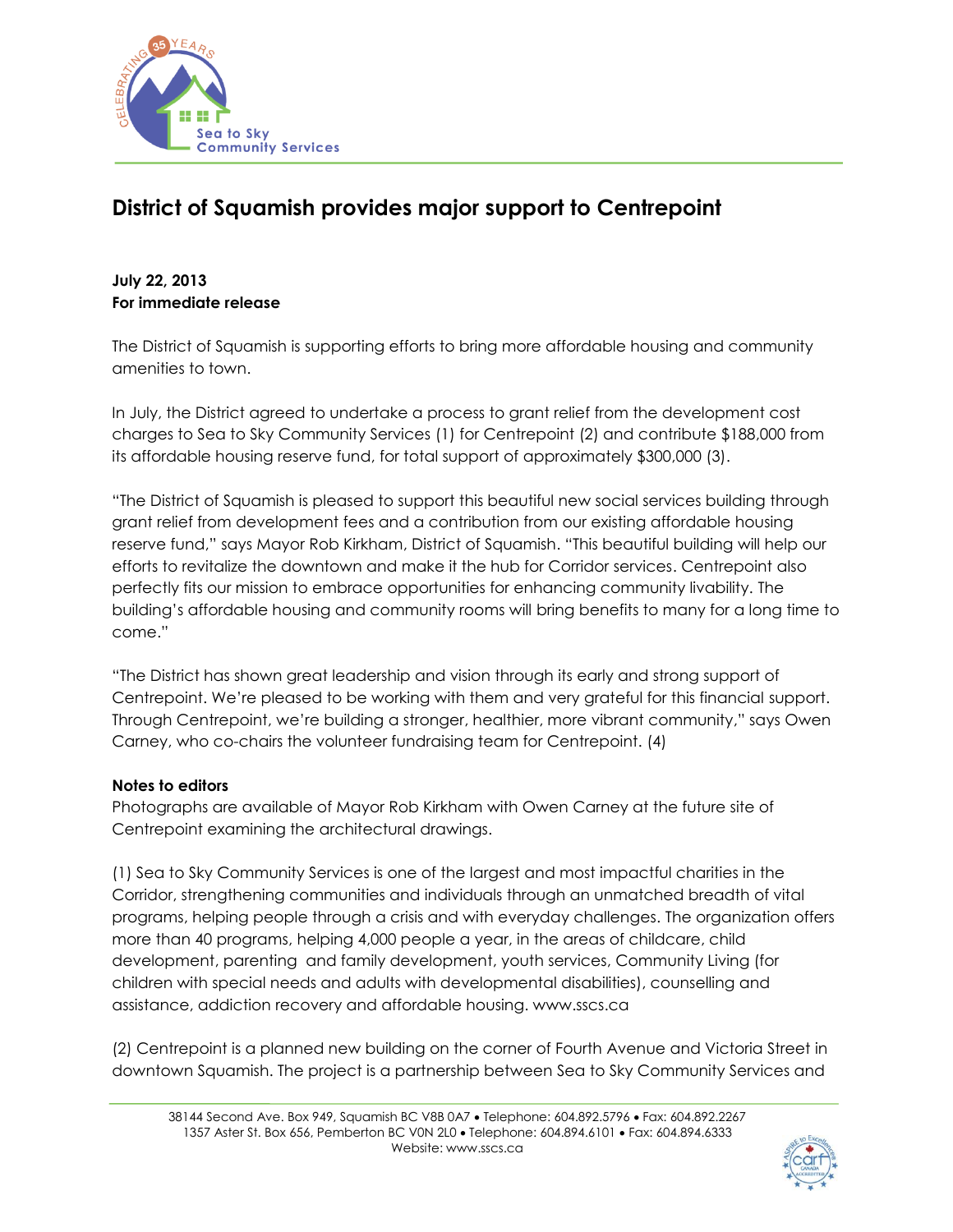# District of Squamish provides major support to Centrepoint

**July 22, 2013**
**For immediate release**

The District of Squamish is supporting efforts to bring more affordable housing and community amenities to town.

In July, the District agreed to undertake a process to grant relief from the development cost charges to Sea to Sky Community Services (1) for Centrepoint (2) and contribute $188,000 from its affordable housing reserve fund, for total support of approximately $300,000 (3).

"The District of Squamish is pleased to support this beautiful new social services building through grant relief from development fees and a contribution from our existing affordable housing reserve fund," says Mayor Rob Kirkham, District of Squamish. "This beautiful building will help our efforts to revitalize the downtown and make it the hub for Corridor services. Centrepoint also perfectly fits our mission to embrace opportunities for enhancing community livability. The building's affordable housing and community rooms will bring benefits to many for a long time to come."

"The District has shown great leadership and vision through its early and strong support of Centrepoint. We're pleased to be working with them and very grateful for this financial support. Through Centrepoint, we're building a stronger, healthier, more vibrant community," says Owen Carney, who co-chairs the volunteer fundraising team for Centrepoint. (4)

**Notes to editors**
Photographs are available of Mayor Rob Kirkham with Owen Carney at the future site of Centrepoint examining the architectural drawings.

(1) Sea to Sky Community Services is one of the largest and most impactful charities in the Corridor, strengthening communities and individuals through an unmatched breadth of vital programs, helping people through a crisis and with everyday challenges. The organization offers more than 40 programs, helping 4,000 people a year, in the areas of childcare, child development, parenting and family development, youth services, Community Living (for children with special needs and adults with developmental disabilities), counselling and assistance, addiction recovery and affordable housing. www.sscs.ca

(2) Centrepoint is a planned new building on the corner of Fourth Avenue and Victoria Street in downtown Squamish. The project is a partnership between Sea to Sky Community Services and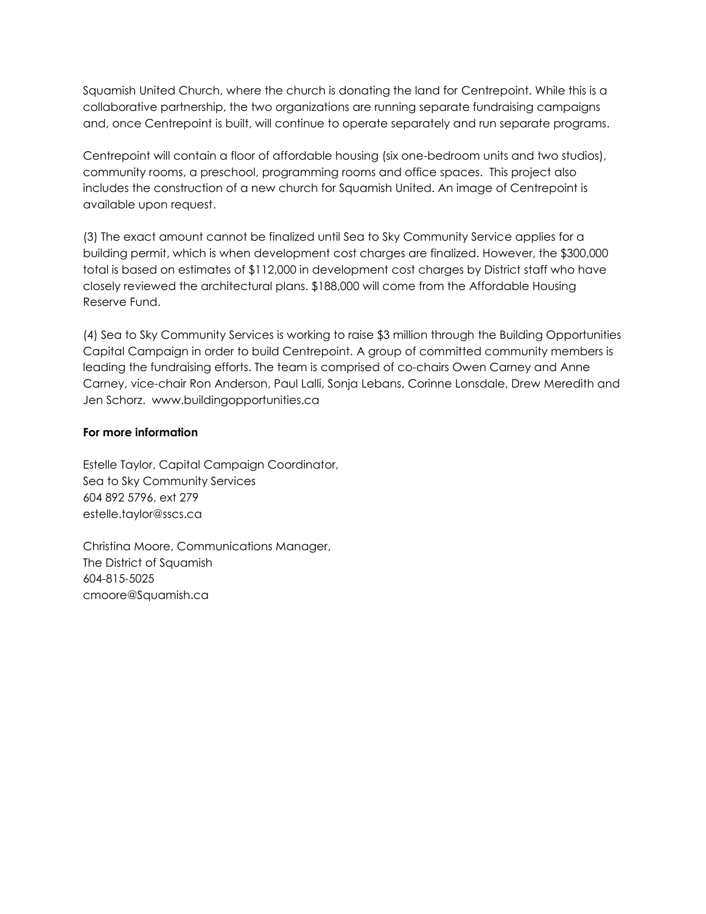Squamish United Church, where the church is donating the land for Centrepoint. While this is a collaborative partnership, the two organizations are running separate fundraising campaigns and, once Centrepoint is built, will continue to operate separately and run separate programs.

Centrepoint will contain a floor of affordable housing (six one-bedroom units and two studios), community rooms, a preschool, programming rooms and office spaces. This project also includes the construction of a new church for Squamish United. An image of Centrepoint is available upon request.

(3) The exact amount cannot be finalized until Sea to Sky Community Service applies for a building permit, which is when development cost charges are finalized. However, the $300,000 total is based on estimates of $112,000 in development cost charges by District staff who have closely reviewed the architectural plans. $188,000 will come from the Affordable Housing Reserve Fund.

(4) Sea to Sky Community Services is working to raise $3 million through the Building Opportunities Capital Campaign in order to build Centrepoint. A group of committed community members is leading the fundraising efforts. The team is comprised of co-chairs Owen Carney and Anne Carney, vice-chair Ron Anderson, Paul Lalli, Sonja Lebans, Corinne Lonsdale, Drew Meredith and Jen Schorz. www.buildingopportunities.ca

**For more information**

Estelle Taylor, Capital Campaign Coordinator,
Sea to Sky Community Services
604 892 5796, ext 279
estelle.taylor@sscs.ca

Christina Moore, Communications Manager,
The District of Squamish
604-815-5025
cmoore@Squamish.ca